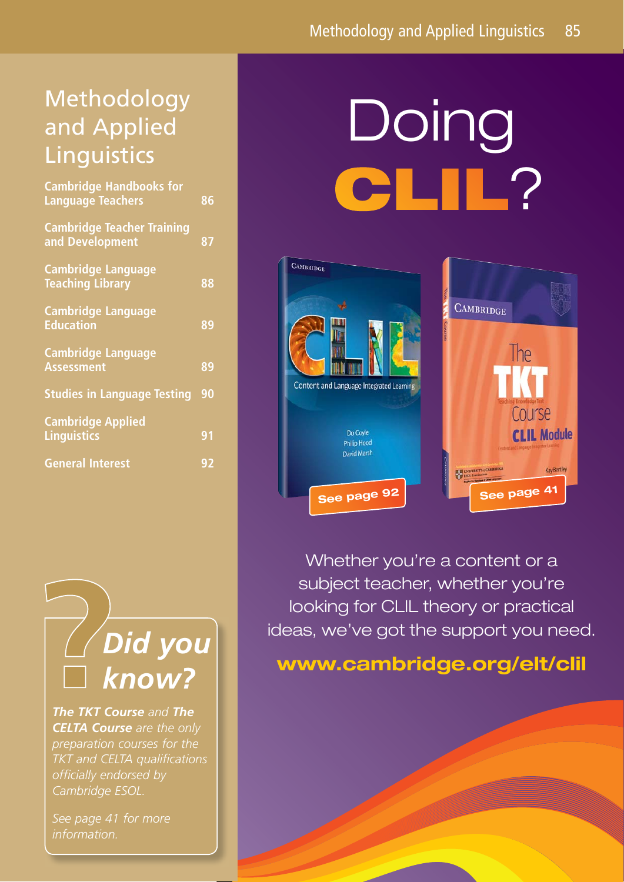# Methodology and Applied Linguistics

| | |
|---|---|
| **Cambridge Handbooks for Language Teachers** | **86** |
| **Cambridge Teacher Training and Development** | **87** |
| **Cambridge Language Teaching Library** | **88** |
| **Cambridge Language Education** | **89** |
| **Cambridge Language Assessment** | **89** |
| **Studies in Language Testing** | **90** |
| **Cambridge Applied Linguistics** | **91** |
| **General Interest** | **92** |

## *Did you know?*

***The TKT Course*** *and* ***The CELTA Course*** *are the only preparation courses for the TKT and CELTA qualifications officially endorsed by Cambridge ESOL.*

*See page 41 for more information.*

# Doing CLIL?

**See page 92**

**See page 41**

Whether you're a content or a subject teacher, whether you're looking for CLIL theory or practical ideas, we've got the support you need.

**www.cambridge.org/elt/clil**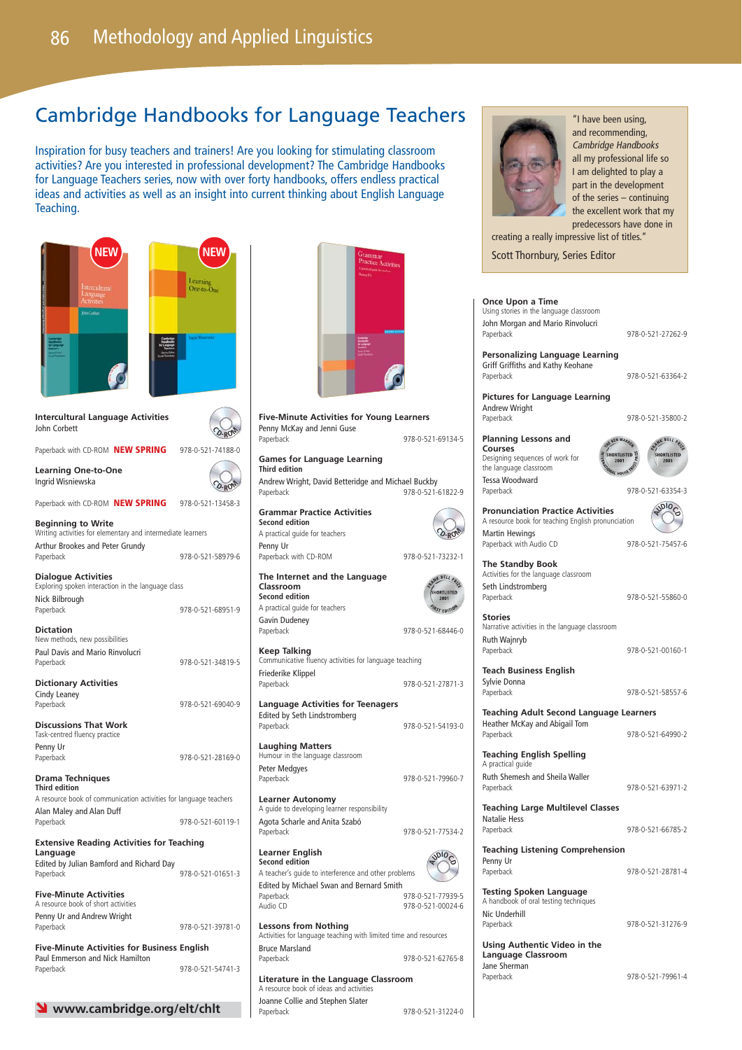# Cambridge Handbooks for Language Teachers

Inspiration for busy teachers and trainers! Are you looking for stimulating classroom activities? Are you interested in professional development? The Cambridge Handbooks for Language Teachers series, now with over forty handbooks, offers endless practical ideas and activities as well as an insight into current thinking about English Language Teaching.

"I have been using, and recommending, *Cambridge Handbooks* all my professional life so I am delighted to play a part in the development of the series – continuing the excellent work that my predecessors have done in creating a really impressive list of titles."

Scott Thornbury, Series Editor

**Intercultural Language Activities**
John Corbett
Paperback with CD-ROM **NEW SPRING** 978-0-521-74188-0

**Learning One-to-One**
Ingrid Wisniewska
Paperback with CD-ROM **NEW SPRING** 978-0-521-13458-3

**Beginning to Write**
Writing activities for elementary and intermediate learners
Arthur Brookes and Peter Grundy
Paperback 978-0-521-58979-6

**Dialogue Activities**
Exploring spoken interaction in the language class
Nick Bilbrough
Paperback 978-0-521-68951-9

**Dictation**
New methods, new possibilities
Paul Davis and Mario Rinvolucri
Paperback 978-0-521-34819-5

**Dictionary Activities**
Cindy Leaney
Paperback 978-0-521-69040-9

**Discussions That Work**
Task-centred fluency practice
Penny Ur
Paperback 978-0-521-28169-0

**Drama Techniques**
**Third edition**
A resource book of communication activities for language teachers
Alan Maley and Alan Duff
Paperback 978-0-521-60119-1

**Extensive Reading Activities for Teaching Language**
Edited by Julian Bamford and Richard Day
Paperback 978-0-521-01651-3

**Five-Minute Activities**
A resource book of short activities
Penny Ur and Andrew Wright
Paperback 978-0-521-39781-0

**Five-Minute Activities for Business English**
Paul Emmerson and Nick Hamilton
Paperback 978-0-521-54741-3

www.cambridge.org/elt/chlt

**Five-Minute Activities for Young Learners**
Penny McKay and Jenni Guse
Paperback 978-0-521-69134-5

**Games for Language Learning**
**Third edition**
Andrew Wright, David Betteridge and Michael Buckby
Paperback 978-0-521-61822-9

**Grammar Practice Activities**
**Second edition**
A practical guide for teachers
Penny Ur
Paperback with CD-ROM 978-0-521-73232-1

**The Internet and the Language Classroom**
**Second edition**
A practical guide for teachers
Gavin Dudeney
Paperback 978-0-521-68446-0

**Keep Talking**
Communicative fluency activities for language teaching
Friederike Klippel
Paperback 978-0-521-27871-3

**Language Activities for Teenagers**
Edited by Seth Lindstromberg
Paperback 978-0-521-54193-0

**Laughing Matters**
Humour in the language classroom
Peter Medgyes
Paperback 978-0-521-79960-7

**Learner Autonomy**
A guide to developing learner responsibility
Agota Scharle and Anita Szabó
Paperback 978-0-521-77534-2

**Learner English**
**Second edition**
A teacher's guide to interference and other problems
Edited by Michael Swan and Bernard Smith
Paperback 978-0-521-77939-5
Audio CD 978-0-521-00024-6

**Lessons from Nothing**
Activities for language teaching with limited time and resources
Bruce Marsland
Paperback 978-0-521-62765-8

**Literature in the Language Classroom**
A resource book of ideas and activities
Joanne Collie and Stephen Slater
Paperback 978-0-521-31224-0

**Once Upon a Time**
Using stories in the language classroom
John Morgan and Mario Rinvolucri
Paperback 978-0-521-27262-9

**Personalizing Language Learning**
Griff Griffiths and Kathy Keohane
Paperback 978-0-521-63364-2

**Pictures for Language Learning**
Andrew Wright
Paperback 978-0-521-35800-2

**Planning Lessons and Courses**
Designing sequences of work for the language classroom
Tessa Woodward
Paperback 978-0-521-63354-3

**Pronunciation Practice Activities**
A resource book for teaching English pronunciation
Martin Hewings
Paperback with Audio CD 978-0-521-75457-6

**The Standby Book**
Activities for the language classroom
Seth Lindstromberg
Paperback 978-0-521-55860-0

**Stories**
Narrative activities in the language classroom
Ruth Wajnryb
Paperback 978-0-521-00160-1

**Teach Business English**
Sylvie Donna
Paperback 978-0-521-58557-6

**Teaching Adult Second Language Learners**
Heather McKay and Abigail Tom
Paperback 978-0-521-64990-2

**Teaching English Spelling**
A practical guide
Ruth Shemesh and Sheila Waller
Paperback 978-0-521-63971-2

**Teaching Large Multilevel Classes**
Natalie Hess
Paperback 978-0-521-66785-2

**Teaching Listening Comprehension**
Penny Ur
Paperback 978-0-521-28781-4

**Testing Spoken Language**
A handbook of oral testing techniques
Nic Underhill
Paperback 978-0-521-31276-9

**Using Authentic Video in the Language Classroom**
Jane Sherman
Paperback 978-0-521-79961-4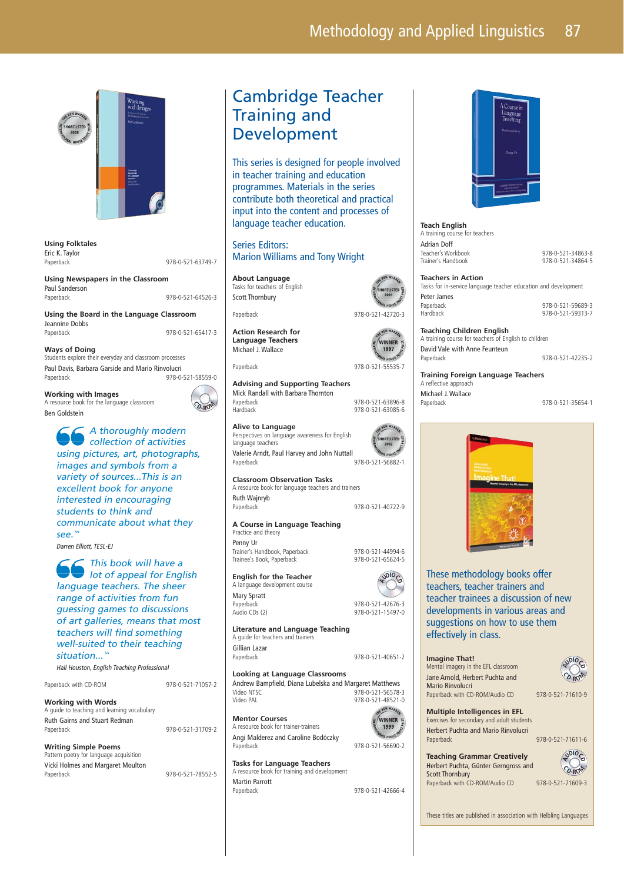**Using Folktales**
Eric K. Taylor
Paperback 978-0-521-63749-7

**Using Newspapers in the Classroom**
Paul Sanderson
Paperback 978-0-521-64526-3

**Using the Board in the Language Classroom**
Jeannine Dobbs
Paperback 978-0-521-65417-3

**Ways of Doing**
Students explore their everyday and classroom processes
Paul Davis, Barbara Garside and Mario Rinvolucri
Paperback 978-0-521-58559-0

**Working with Images**
A resource book for the language classroom
Ben Goldstein

*A thoroughly modern collection of activities using pictures, art, photographs, images and symbols from a variety of sources...This is an excellent book for anyone interested in encouraging students to think and communicate about what they see.*

*Darren Elliott, TESL-EJ*

*This book will have a lot of appeal for English language teachers. The sheer range of activities from fun guessing games to discussions of art galleries, means that most teachers will find something well-suited to their teaching situation...*

*Hall Houston, English Teaching Professional*

Paperback with CD-ROM 978-0-521-71057-2

**Working with Words**
A guide to teaching and learning vocabulary
Ruth Gairns and Stuart Redman
Paperback 978-0-521-31709-2

**Writing Simple Poems**
Pattern poetry for language acquisition
Vicki Holmes and Margaret Moulton
Paperback 978-0-521-78552-5

# Cambridge Teacher Training and Development

This series is designed for people involved in teacher training and education programmes. Materials in the series contribute both theoretical and practical input into the content and processes of language teacher education.

Series Editors:
Marion Williams and Tony Wright

**About Language**
Tasks for teachers of English
Scott Thornbury
Paperback 978-0-521-42720-3

**Action Research for Language Teachers**
Michael J. Wallace
Paperback 978-0-521-55535-7

**Advising and Supporting Teachers**
Mick Randall with Barbara Thornton
Paperback 978-0-521-63896-8
Hardback 978-0-521-63085-6

**Alive to Language**
Perspectives on language awareness for English language teachers
Valerie Arndt, Paul Harvey and John Nuttall
Paperback 978-0-521-56882-1

**Classroom Observation Tasks**
A resource book for language teachers and trainers
Ruth Wajnryb
Paperback 978-0-521-40722-9

**A Course in Language Teaching**
Practice and theory
Penny Ur
Trainer's Handbook, Paperback 978-0-521-44994-6
Trainee's Book, Paperback 978-0-521-65624-5

**English for the Teacher**
A language development course
Mary Spratt
Paperback 978-0-521-42676-3
Audio CDs (2) 978-0-521-15497-0

**Literature and Language Teaching**
A guide for teachers and trainers
Gillian Lazar
Paperback 978-0-521-40651-2

**Looking at Language Classrooms**
Andrew Bampfield, Diana Lubelska and Margaret Matthews
Video NTSC 978-0-521-56578-3
Video PAL 978-0-521-48521-0

**Mentor Courses**
A resource book for trainer-trainers
Angi Malderez and Caroline Bodóczky
Paperback 978-0-521-56690-2

**Tasks for Language Teachers**
A resource book for training and development
Martin Parrott
Paperback 978-0-521-42666-4

**Teach English**
A training course for teachers
Adrian Doff
Teacher's Workbook 978-0-521-34863-8
Trainer's Handbook 978-0-521-34864-5

**Teachers in Action**
Tasks for in-service language teacher education and development
Peter James
Paperback 978-0-521-59689-3
Hardback 978-0-521-59313-7

**Teaching Children English**
A training course for teachers of English to children
David Vale with Anne Feunteun
Paperback 978-0-521-42235-2

**Training Foreign Language Teachers**
A reflective approach
Michael J. Wallace
Paperback 978-0-521-35654-1

These methodology books offer teachers, teacher trainers and teacher trainees a discussion of new developments in various areas and suggestions on how to use them effectively in class.

**Imagine That!**
Mental imagery in the EFL classroom
Jane Arnold, Herbert Puchta and Mario Rinvolucri
Paperback with CD-ROM/Audio CD 978-0-521-71610-9

**Multiple Intelligences in EFL**
Exercises for secondary and adult students
Herbert Puchta and Mario Rinvolucri
Paperback 978-0-521-71611-6

**Teaching Grammar Creatively**
Herbert Puchta, Günter Gerngross and Scott Thornbury
Paperback with CD-ROM/Audio CD 978-0-521-71609-3

These titles are published in association with Helbling Languages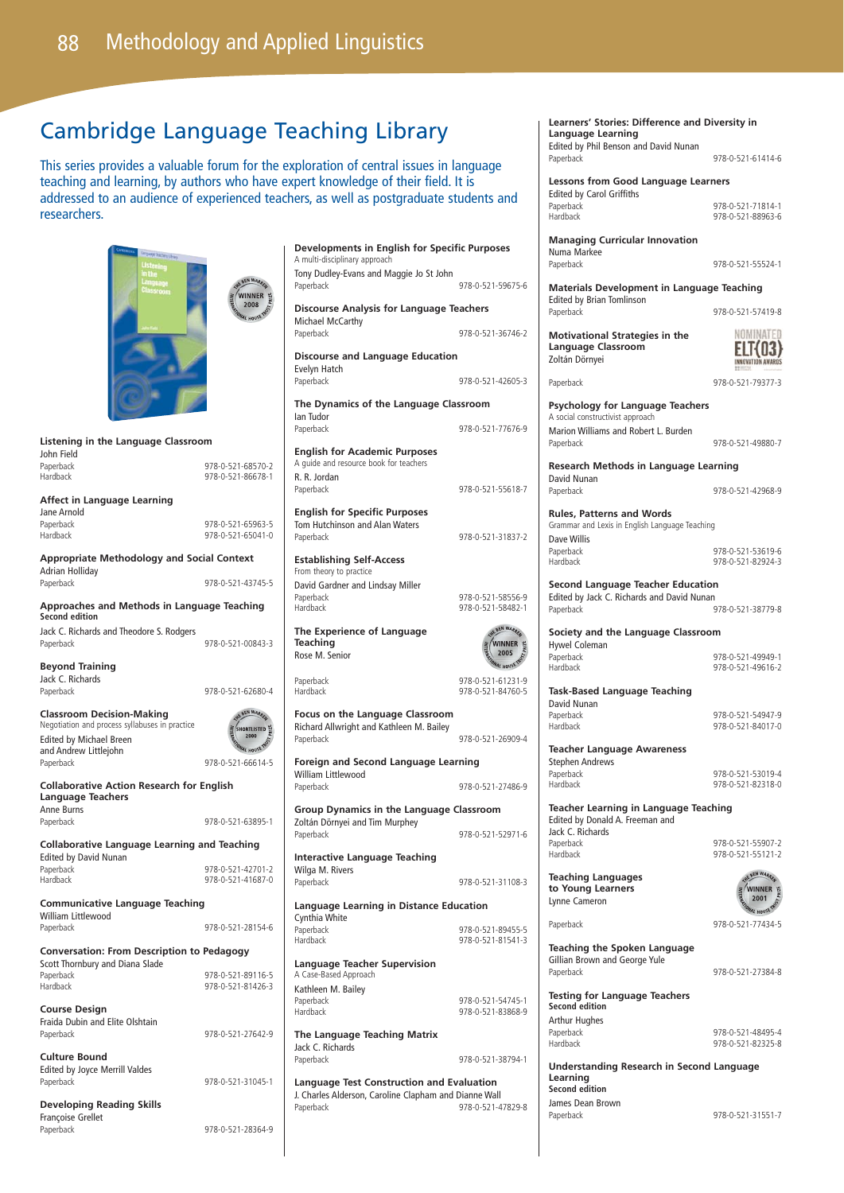# Cambridge Language Teaching Library

This series provides a valuable forum for the exploration of central issues in language teaching and learning, by authors who have expert knowledge of their field. It is addressed to an audience of experienced teachers, as well as postgraduate students and researchers.

**Listening in the Language Classroom**
John Field
Paperback 978-0-521-68570-2
Hardback 978-0-521-86678-1

**Affect in Language Learning**
Jane Arnold
Paperback 978-0-521-65963-5
Hardback 978-0-521-65041-0

**Appropriate Methodology and Social Context**
Adrian Holliday
Paperback 978-0-521-43745-5

**Approaches and Methods in Language Teaching**
**Second edition**
Jack C. Richards and Theodore S. Rodgers
Paperback 978-0-521-00843-3

**Beyond Training**
Jack C. Richards
Paperback 978-0-521-62680-4

**Classroom Decision-Making**
Negotiation and process syllabuses in practice
Edited by Michael Breen and Andrew Littlejohn
Paperback 978-0-521-66614-5

**Collaborative Action Research for English Language Teachers**
Anne Burns
Paperback 978-0-521-63895-1

**Collaborative Language Learning and Teaching**
Edited by David Nunan
Paperback 978-0-521-42701-2
Hardback 978-0-521-41687-0

**Communicative Language Teaching**
William Littlewood
Paperback 978-0-521-28154-6

**Conversation: From Description to Pedagogy**
Scott Thornbury and Diana Slade
Paperback 978-0-521-89116-5
Hardback 978-0-521-81426-3

**Course Design**
Fraida Dubin and Elite Olshtain
Paperback 978-0-521-27642-9

**Culture Bound**
Edited by Joyce Merrill Valdes
Paperback 978-0-521-31045-1

**Developing Reading Skills**
Françoise Grellet
Paperback 978-0-521-28364-9

**Developments in English for Specific Purposes**
A multi-disciplinary approach
Tony Dudley-Evans and Maggie Jo St John
Paperback 978-0-521-59675-6

**Discourse Analysis for Language Teachers**
Michael McCarthy
Paperback 978-0-521-36746-2

**Discourse and Language Education**
Evelyn Hatch
Paperback 978-0-521-42605-3

**The Dynamics of the Language Classroom**
Ian Tudor
Paperback 978-0-521-77676-9

**English for Academic Purposes**
A guide and resource book for teachers
R. R. Jordan
Paperback 978-0-521-55618-7

**English for Specific Purposes**
Tom Hutchinson and Alan Waters
Paperback 978-0-521-31837-2

**Establishing Self-Access**
From theory to practice
David Gardner and Lindsay Miller
Paperback 978-0-521-58556-9
Hardback 978-0-521-58482-1

**The Experience of Language Teaching**
Rose M. Senior
Paperback 978-0-521-61231-9
Hardback 978-0-521-84760-5

**Focus on the Language Classroom**
Richard Allwright and Kathleen M. Bailey
Paperback 978-0-521-26909-4

**Foreign and Second Language Learning**
William Littlewood
Paperback 978-0-521-27486-9

**Group Dynamics in the Language Classroom**
Zoltán Dörnyei and Tim Murphey
Paperback 978-0-521-52971-6

**Interactive Language Teaching**
Wilga M. Rivers
Paperback 978-0-521-31108-3

**Language Learning in Distance Education**
Cynthia White
Paperback 978-0-521-89455-5
Hardback 978-0-521-81541-3

**Language Teacher Supervision**
A Case-Based Approach
Kathleen M. Bailey
Paperback 978-0-521-54745-1
Hardback 978-0-521-83868-9

**The Language Teaching Matrix**
Jack C. Richards
Paperback 978-0-521-38794-1

**Language Test Construction and Evaluation**
J. Charles Alderson, Caroline Clapham and Dianne Wall
Paperback 978-0-521-47829-8

**Learners' Stories: Difference and Diversity in Language Learning**
Edited by Phil Benson and David Nunan
Paperback 978-0-521-61414-6

**Lessons from Good Language Learners**
Edited by Carol Griffiths
Paperback 978-0-521-71814-1
Hardback 978-0-521-88963-6

**Managing Curricular Innovation**
Numa Markee
Paperback 978-0-521-55524-1

**Materials Development in Language Teaching**
Edited by Brian Tomlinson
Paperback 978-0-521-57419-8

**Motivational Strategies in the Language Classroom**
Zoltán Dörnyei
Paperback 978-0-521-79377-3

**Psychology for Language Teachers**
A social constructivist approach
Marion Williams and Robert L. Burden
Paperback 978-0-521-49880-7

**Research Methods in Language Learning**
David Nunan
Paperback 978-0-521-42968-9

**Rules, Patterns and Words**
Grammar and Lexis in English Language Teaching
Dave Willis
Paperback 978-0-521-53619-6
Hardback 978-0-521-82924-3

**Second Language Teacher Education**
Edited by Jack C. Richards and David Nunan
Paperback 978-0-521-38779-8

**Society and the Language Classroom**
Hywel Coleman
Paperback 978-0-521-49949-1
Hardback 978-0-521-49616-2

**Task-Based Language Teaching**
David Nunan
Paperback 978-0-521-54947-9
Hardback 978-0-521-84017-0

**Teacher Language Awareness**
Stephen Andrews
Paperback 978-0-521-53019-4
Hardback 978-0-521-82318-0

**Teacher Learning in Language Teaching**
Edited by Donald A. Freeman and Jack C. Richards
Paperback 978-0-521-55907-2
Hardback 978-0-521-55121-2

**Teaching Languages to Young Learners**
Lynne Cameron
Paperback 978-0-521-77434-5

**Teaching the Spoken Language**
Gillian Brown and George Yule
Paperback 978-0-521-27384-8

**Testing for Language Teachers**
**Second edition**
Arthur Hughes
Paperback 978-0-521-48495-4
Hardback 978-0-521-82325-8

**Understanding Research in Second Language Learning**
**Second edition**
James Dean Brown
Paperback 978-0-521-31551-7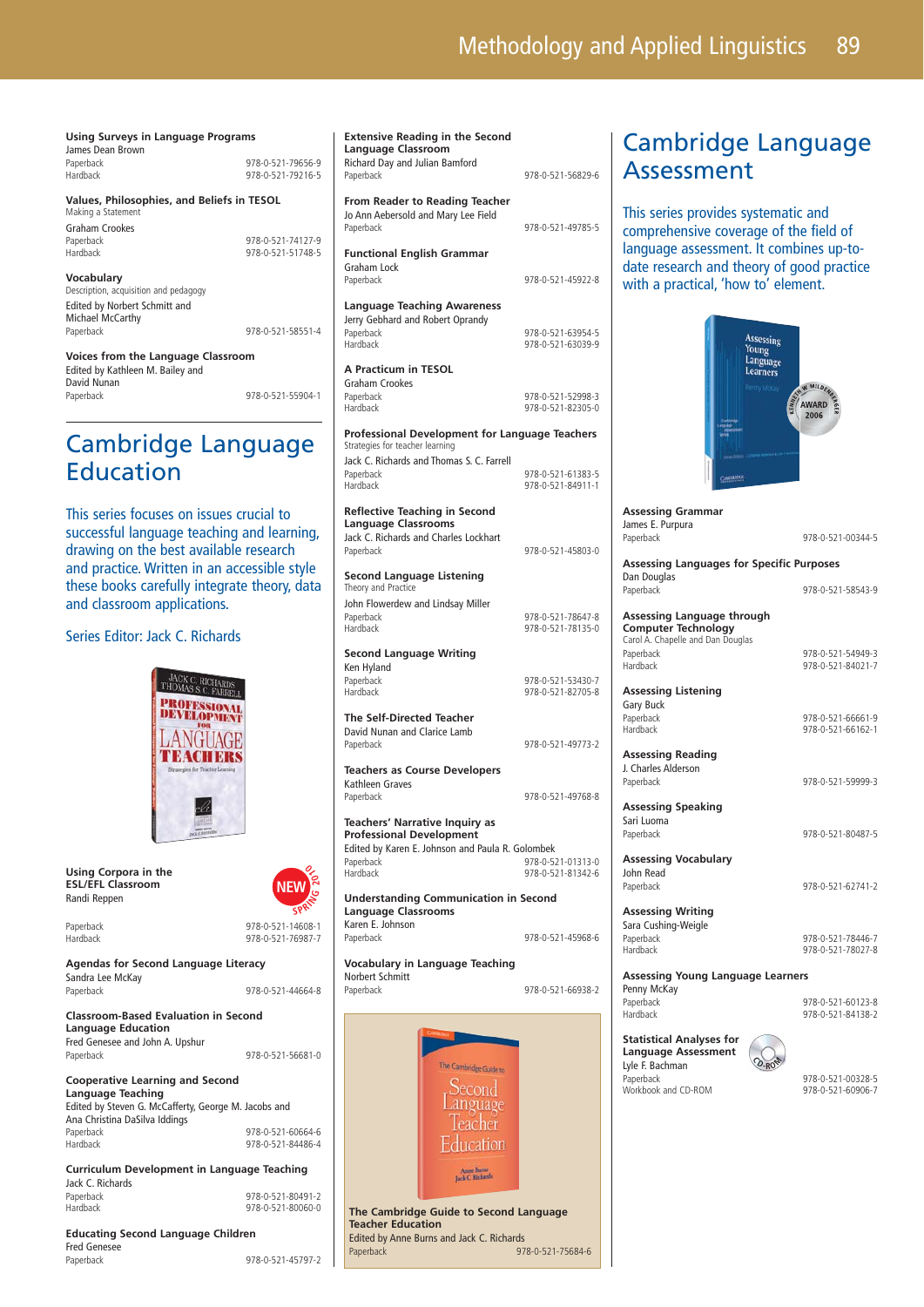**Using Surveys in Language Programs**
James Dean Brown
Paperback 978-0-521-79656-9
Hardback 978-0-521-79216-5

**Values, Philosophies, and Beliefs in TESOL**
Making a Statement
Graham Crookes
Paperback 978-0-521-74127-9
Hardback 978-0-521-51748-5

**Vocabulary**
Description, acquisition and pedagogy
Edited by Norbert Schmitt and Michael McCarthy
Paperback 978-0-521-58551-4

**Voices from the Language Classroom**
Edited by Kathleen M. Bailey and David Nunan
Paperback 978-0-521-55904-1

# Cambridge Language Education

This series focuses on issues crucial to successful language teaching and learning, drawing on the best available research and practice. Written in an accessible style these books carefully integrate theory, data and classroom applications.

Series Editor: Jack C. Richards

**Using Corpora in the ESL/EFL Classroom**
Randi Reppen
NEW SPRING 2010
Paperback 978-0-521-14608-1
Hardback 978-0-521-76987-7

**Agendas for Second Language Literacy**
Sandra Lee McKay
Paperback 978-0-521-44664-8

**Classroom-Based Evaluation in Second Language Education**
Fred Genesee and John A. Upshur
Paperback 978-0-521-56681-0

**Cooperative Learning and Second Language Teaching**
Edited by Steven G. McCafferty, George M. Jacobs and Ana Christina DaSilva Iddings
Paperback 978-0-521-60664-6
Hardback 978-0-521-84486-4

**Curriculum Development in Language Teaching**
Jack C. Richards
Paperback 978-0-521-80491-2
Hardback 978-0-521-80060-0

**Educating Second Language Children**
Fred Genesee
Paperback 978-0-521-45797-2

**Extensive Reading in the Second Language Classroom**
Richard Day and Julian Bamford
Paperback 978-0-521-56829-6

**From Reader to Reading Teacher**
Jo Ann Aebersold and Mary Lee Field
Paperback 978-0-521-49785-5

**Functional English Grammar**
Graham Lock
Paperback 978-0-521-45922-8

**Language Teaching Awareness**
Jerry Gebhard and Robert Oprandy
Paperback 978-0-521-63954-5
Hardback 978-0-521-63039-9

**A Practicum in TESOL**
Graham Crookes
Paperback 978-0-521-52998-3
Hardback 978-0-521-82305-0

**Professional Development for Language Teachers**
Strategies for teacher learning
Jack C. Richards and Thomas S. C. Farrell
Paperback 978-0-521-61383-5
Hardback 978-0-521-84911-1

**Reflective Teaching in Second Language Classrooms**
Jack C. Richards and Charles Lockhart
Paperback 978-0-521-45803-0

**Second Language Listening**
Theory and Practice
John Flowerdew and Lindsay Miller
Paperback 978-0-521-78647-8
Hardback 978-0-521-78135-0

**Second Language Writing**
Ken Hyland
Paperback 978-0-521-53430-7
Hardback 978-0-521-82705-8

**The Self-Directed Teacher**
David Nunan and Clarice Lamb
Paperback 978-0-521-49773-2

**Teachers as Course Developers**
Kathleen Graves
Paperback 978-0-521-49768-8

**Teachers' Narrative Inquiry as Professional Development**
Edited by Karen E. Johnson and Paula R. Golombek
Paperback 978-0-521-01313-0
Hardback 978-0-521-81342-6

**Understanding Communication in Second Language Classrooms**
Karen E. Johnson
Paperback 978-0-521-45968-6

**Vocabulary in Language Teaching**
Norbert Schmitt
Paperback 978-0-521-66938-2

**The Cambridge Guide to Second Language Teacher Education**
Edited by Anne Burns and Jack C. Richards
Paperback 978-0-521-75684-6

# Cambridge Language Assessment

This series provides systematic and comprehensive coverage of the field of language assessment. It combines up-to-date research and theory of good practice with a practical, 'how to' element.

**Assessing Grammar**
James E. Purpura
Paperback 978-0-521-00344-5

**Assessing Languages for Specific Purposes**
Dan Douglas
Paperback 978-0-521-58543-9

**Assessing Language through Computer Technology**
Carol A. Chapelle and Dan Douglas
Paperback 978-0-521-54949-3
Hardback 978-0-521-84021-7

**Assessing Listening**
Gary Buck
Paperback 978-0-521-66661-9
Hardback 978-0-521-66162-1

**Assessing Reading**
J. Charles Alderson
Paperback 978-0-521-59999-3

**Assessing Speaking**
Sari Luoma
Paperback 978-0-521-80487-5

**Assessing Vocabulary**
John Read
Paperback 978-0-521-62741-2

**Assessing Writing**
Sara Cushing-Weigle
Paperback 978-0-521-78446-7
Hardback 978-0-521-78027-8

**Assessing Young Language Learners**
Penny McKay
Paperback 978-0-521-60123-8
Hardback 978-0-521-84138-2

**Statistical Analyses for Language Assessment**
Lyle F. Bachman
Paperback 978-0-521-00328-5
Workbook and CD-ROM 978-0-521-60906-7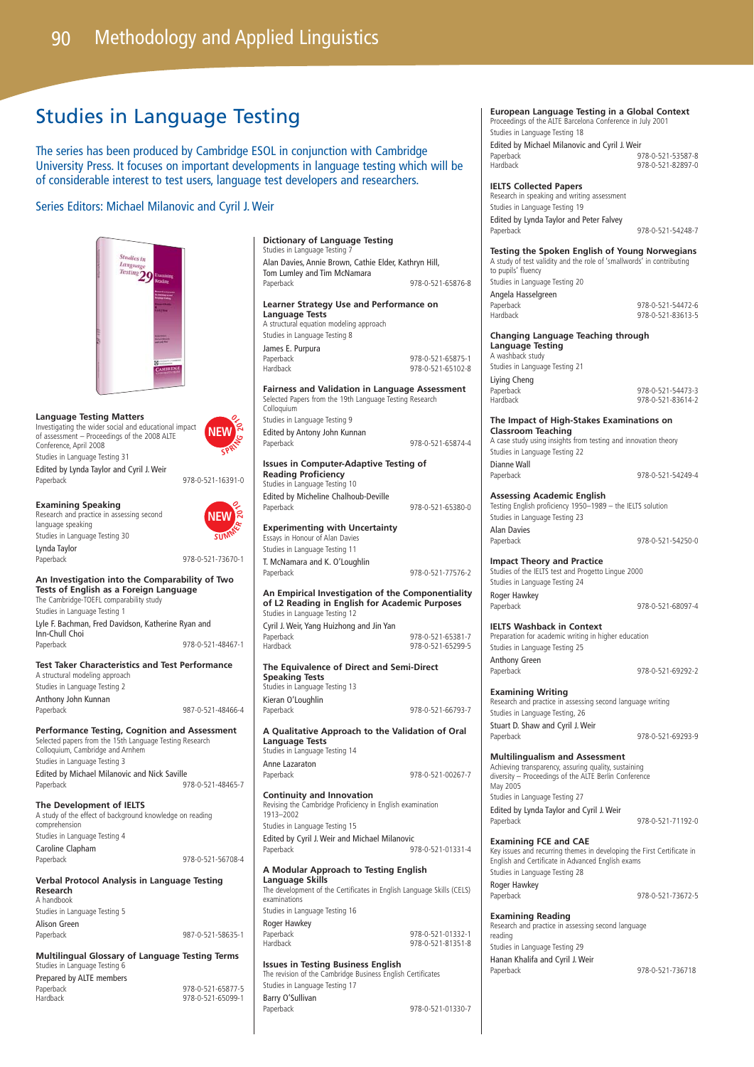# Methodology and Applied Linguistics

## Studies in Language Testing

The series has been produced by Cambridge ESOL in conjunction with Cambridge University Press. It focuses on important developments in language testing which will be of considerable interest to test users, language test developers and researchers.

Series Editors: Michael Milanovic and Cyril J. Weir

### Language Testing Matters

NEW SPRING 2010

Investigating the wider social and educational impact of assessment – Proceedings of the 2008 ALTE Conference, April 2008

Studies in Language Testing 31

Edited by Lynda Taylor and Cyril J. Weir

Paperback 978-0-521-16391-0

### Examining Speaking

NEW SUMMER 2010

Research and practice in assessing second language speaking

Studies in Language Testing 30

Lynda Taylor

Paperback 978-0-521-73670-1

### An Investigation into the Comparability of Two Tests of English as a Foreign Language

The Cambridge-TOEFL comparability study

Studies in Language Testing 1

Lyle F. Bachman, Fred Davidson, Katherine Ryan and Inn-Chull Choi

Paperback 978-0-521-48467-1

### Test Taker Characteristics and Test Performance

A structural modeling approach

Studies in Language Testing 2

Anthony John Kunnan

Paperback 987-0-521-48466-4

### Performance Testing, Cognition and Assessment

Selected papers from the 15th Language Testing Research Colloquium, Cambridge and Arnhem

Studies in Language Testing 3

Edited by Michael Milanovic and Nick Saville

Paperback 978-0-521-48465-7

### The Development of IELTS

A study of the effect of background knowledge on reading comprehension

Studies in Language Testing 4

Caroline Clapham

Paperback 978-0-521-56708-4

### Verbal Protocol Analysis in Language Testing Research

A handbook

Studies in Language Testing 5

Alison Green

Paperback 987-0-521-58635-1

### Multilingual Glossary of Language Testing Terms

Studies in Language Testing 6

Prepared by ALTE members

Paperback 978-0-521-65877-5
Hardback 978-0-521-65099-1

### Dictionary of Language Testing

Studies in Language Testing 7

Alan Davies, Annie Brown, Cathie Elder, Kathryn Hill, Tom Lumley and Tim McNamara

Paperback 978-0-521-65876-8

### Learner Strategy Use and Performance on Language Tests

A structural equation modeling approach

Studies in Language Testing 8

James E. Purpura

Paperback 978-0-521-65875-1
Hardback 978-0-521-65102-8

### Fairness and Validation in Language Assessment

Selected Papers from the 19th Language Testing Research Colloquium

Studies in Language Testing 9

Edited by Antony John Kunnan

Paperback 978-0-521-65874-4

### Issues in Computer-Adaptive Testing of Reading Proficiency

Studies in Language Testing 10

Edited by Micheline Chalhoub-Deville

Paperback 978-0-521-65380-0

### Experimenting with Uncertainty

Essays in Honour of Alan Davies

Studies in Language Testing 11

T. McNamara and K. O'Loughlin

Paperback 978-0-521-77576-2

### An Empirical Investigation of the Componentiality of L2 Reading in English for Academic Purposes

Studies in Language Testing 12

Cyril J. Weir, Yang Huizhong and Jin Yan

Paperback 978-0-521-65381-7
Hardback 978-0-521-65299-5

### The Equivalence of Direct and Semi-Direct Speaking Tests

Studies in Language Testing 13

Kieran O'Loughlin

Paperback 978-0-521-66793-7

### A Qualitative Approach to the Validation of Oral Language Tests

Studies in Language Testing 14

Anne Lazaraton

Paperback 978-0-521-00267-7

### Continuity and Innovation

Revising the Cambridge Proficiency in English examination 1913–2002

Studies in Language Testing 15

Edited by Cyril J. Weir and Michael Milanovic

Paperback 978-0-521-01331-4

### A Modular Approach to Testing English Language Skills

The development of the Certificates in English Language Skills (CELS) examinations

Studies in Language Testing 16

Roger Hawkey

Paperback 978-0-521-01332-1
Hardback 978-0-521-81351-8

### Issues in Testing Business English

The revision of the Cambridge Business English Certificates

Studies in Language Testing 17

Barry O'Sullivan

Paperback 978-0-521-01330-7

### European Language Testing in a Global Context

Proceedings of the ALTE Barcelona Conference in July 2001

Studies in Language Testing 18

Edited by Michael Milanovic and Cyril J. Weir

Paperback 978-0-521-53587-8
Hardback 978-0-521-82897-0

### IELTS Collected Papers

Research in speaking and writing assessment

Studies in Language Testing 19

Edited by Lynda Taylor and Peter Falvey

Paperback 978-0-521-54248-7

### Testing the Spoken English of Young Norwegians

A study of test validity and the role of 'smallwords' in contributing to pupils' fluency

Studies in Language Testing 20

Angela Hasselgreen

Paperback 978-0-521-54472-6
Hardback 978-0-521-83613-5

### Changing Language Teaching through Language Testing

A washback study

Studies in Language Testing 21

Liying Cheng

Paperback 978-0-521-54473-3
Hardback 978-0-521-83614-2

### The Impact of High-Stakes Examinations on Classroom Teaching

A case study using insights from testing and innovation theory

Studies in Language Testing 22

Dianne Wall

Paperback 978-0-521-54249-4

### Assessing Academic English

Testing English proficiency 1950–1989 – the IELTS solution

Studies in Language Testing 23

Alan Davies

Paperback 978-0-521-54250-0

### Impact Theory and Practice

Studies of the IELTS test and Progetto Lingue 2000

Studies in Language Testing 24

Roger Hawkey

Paperback 978-0-521-68097-4

### IELTS Washback in Context

Preparation for academic writing in higher education

Studies in Language Testing 25

Anthony Green

Paperback 978-0-521-69292-2

### Examining Writing

Research and practice in assessing second language writing

Studies in Language Testing, 26

Stuart D. Shaw and Cyril J. Weir

Paperback 978-0-521-69293-9

### Multilingualism and Assessment

Achieving transparency, assuring quality, sustaining diversity – Proceedings of the ALTE Berlin Conference May 2005

Studies in Language Testing 27

Edited by Lynda Taylor and Cyril J. Weir

Paperback 978-0-521-71192-0

### Examining FCE and CAE

Key issues and recurring themes in developing the First Certificate in English and Certificate in Advanced English exams

Studies in Language Testing 28

Roger Hawkey

Paperback 978-0-521-73672-5

### Examining Reading

Research and practice in assessing second language reading

Studies in Language Testing 29

Hanan Khalifa and Cyril J. Weir

Paperback 978-0-521-736718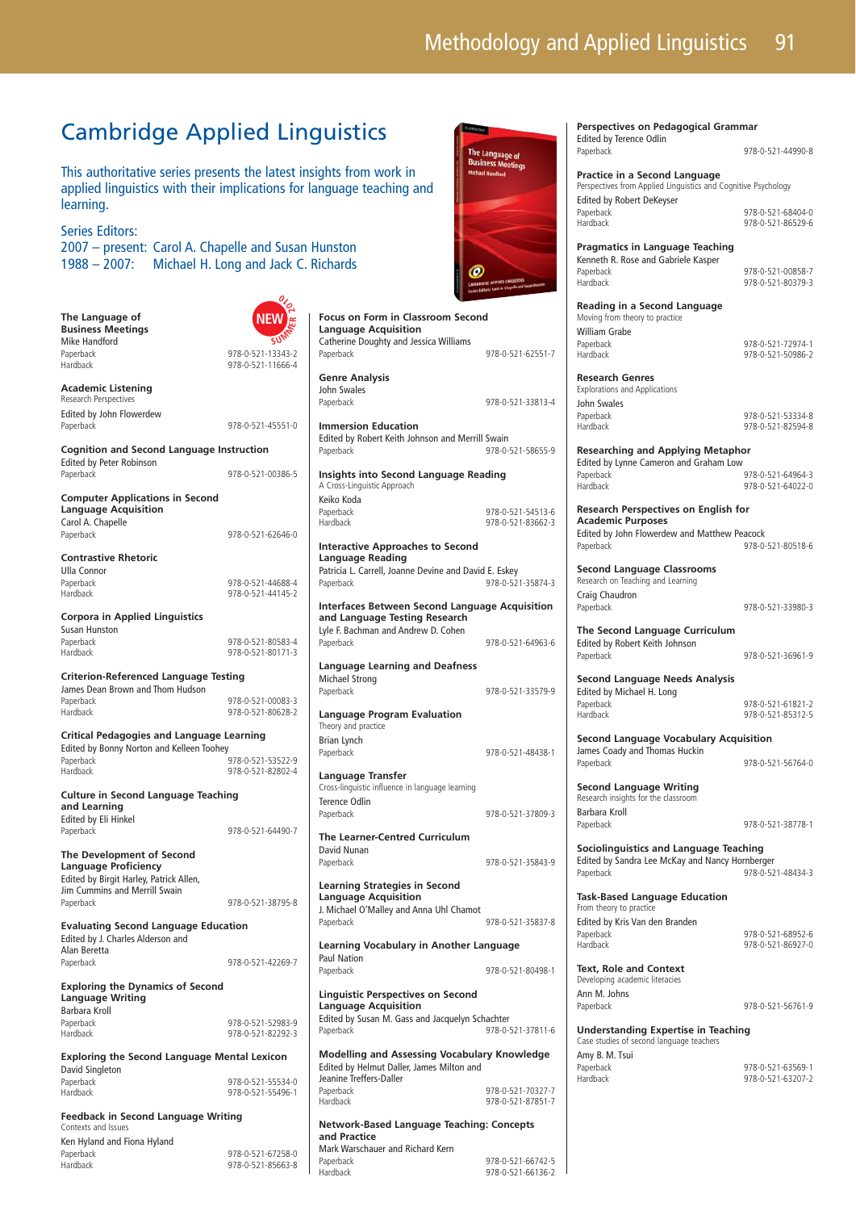# Cambridge Applied Linguistics

This authoritative series presents the latest insights from work in applied linguistics with their implications for language teaching and learning.

Series Editors:
2007 – present: Carol A. Chapelle and Susan Hunston
1988 – 2007: Michael H. Long and Jack C. Richards

**The Language of Business Meetings** NEW SUMMER 2010
Mike Handford
Paperback 978-0-521-13343-2
Hardback 978-0-521-11666-4

**Academic Listening**
Research Perspectives
Edited by John Flowerdew
Paperback 978-0-521-45551-0

**Cognition and Second Language Instruction**
Edited by Peter Robinson
Paperback 978-0-521-00386-5

**Computer Applications in Second Language Acquisition**
Carol A. Chapelle
Paperback 978-0-521-62646-0

**Contrastive Rhetoric**
Ulla Connor
Paperback 978-0-521-44688-4
Hardback 978-0-521-44145-2

**Corpora in Applied Linguistics**
Susan Hunston
Paperback 978-0-521-80583-4
Hardback 978-0-521-80171-3

**Criterion-Referenced Language Testing**
James Dean Brown and Thom Hudson
Paperback 978-0-521-00083-3
Hardback 978-0-521-80628-2

**Critical Pedagogies and Language Learning**
Edited by Bonny Norton and Kelleen Toohey
Paperback 978-0-521-53522-9
Hardback 978-0-521-82802-4

**Culture in Second Language Teaching and Learning**
Edited by Eli Hinkel
Paperback 978-0-521-64490-7

**The Development of Second Language Proficiency**
Edited by Birgit Harley, Patrick Allen, Jim Cummins and Merrill Swain
Paperback 978-0-521-38795-8

**Evaluating Second Language Education**
Edited by J. Charles Alderson and Alan Beretta
Paperback 978-0-521-42269-7

**Exploring the Dynamics of Second Language Writing**
Barbara Kroll
Paperback 978-0-521-52983-9
Hardback 978-0-521-82292-3

**Exploring the Second Language Mental Lexicon**
David Singleton
Paperback 978-0-521-55534-0
Hardback 978-0-521-55496-1

**Feedback in Second Language Writing**
Contexts and Issues
Ken Hyland and Fiona Hyland
Paperback 978-0-521-67258-0
Hardback 978-0-521-85663-8

**Focus on Form in Classroom Second Language Acquisition**
Catherine Doughty and Jessica Williams
Paperback 978-0-521-62551-7

**Genre Analysis**
John Swales
Paperback 978-0-521-33813-4

**Immersion Education**
Edited by Robert Keith Johnson and Merrill Swain
Paperback 978-0-521-58655-9

**Insights into Second Language Reading**
A Cross-Linguistic Approach
Keiko Koda
Paperback 978-0-521-54513-6
Hardback 978-0-521-83662-3

**Interactive Approaches to Second Language Reading**
Patricia L. Carrell, Joanne Devine and David E. Eskey
Paperback 978-0-521-35874-3

**Interfaces Between Second Language Acquisition and Language Testing Research**
Lyle F. Bachman and Andrew D. Cohen
Paperback 978-0-521-64963-6

**Language Learning and Deafness**
Michael Strong
Paperback 978-0-521-33579-9

**Language Program Evaluation**
Theory and practice
Brian Lynch
Paperback 978-0-521-48438-1

**Language Transfer**
Cross-linguistic influence in language learning
Terence Odlin
Paperback 978-0-521-37809-3

**The Learner-Centred Curriculum**
David Nunan
Paperback 978-0-521-35843-9

**Learning Strategies in Second Language Acquisition**
J. Michael O'Malley and Anna Uhl Chamot
Paperback 978-0-521-35837-8

**Learning Vocabulary in Another Language**
Paul Nation
Paperback 978-0-521-80498-1

**Linguistic Perspectives on Second Language Acquisition**
Edited by Susan M. Gass and Jacquelyn Schachter
Paperback 978-0-521-37811-6

**Modelling and Assessing Vocabulary Knowledge**
Edited by Helmut Daller, James Milton and Jeanine Treffers-Daller
Paperback 978-0-521-70327-7
Hardback 978-0-521-87851-7

**Network-Based Language Teaching: Concepts and Practice**
Mark Warschauer and Richard Kern
Paperback 978-0-521-66742-5
Hardback 978-0-521-66136-2

**Perspectives on Pedagogical Grammar**
Edited by Terence Odlin
Paperback 978-0-521-44990-8

**Practice in a Second Language**
Perspectives from Applied Linguistics and Cognitive Psychology
Edited by Robert DeKeyser
Paperback 978-0-521-68404-0
Hardback 978-0-521-86529-6

**Pragmatics in Language Teaching**
Kenneth R. Rose and Gabriele Kasper
Paperback 978-0-521-00858-7
Hardback 978-0-521-80379-3

**Reading in a Second Language**
Moving from theory to practice
William Grabe
Paperback 978-0-521-72974-1
Hardback 978-0-521-50986-2

**Research Genres**
Explorations and Applications
John Swales
Paperback 978-0-521-53334-8
Hardback 978-0-521-82594-8

**Researching and Applying Metaphor**
Edited by Lynne Cameron and Graham Low
Paperback 978-0-521-64964-3
Hardback 978-0-521-64022-0

**Research Perspectives on English for Academic Purposes**
Edited by John Flowerdew and Matthew Peacock
Paperback 978-0-521-80518-6

**Second Language Classrooms**
Research on Teaching and Learning
Craig Chaudron
Paperback 978-0-521-33980-3

**The Second Language Curriculum**
Edited by Robert Keith Johnson
Paperback 978-0-521-36961-9

**Second Language Needs Analysis**
Edited by Michael H. Long
Paperback 978-0-521-61821-2
Hardback 978-0-521-85312-5

**Second Language Vocabulary Acquisition**
James Coady and Thomas Huckin
Paperback 978-0-521-56764-0

**Second Language Writing**
Research insights for the classroom
Barbara Kroll
Paperback 978-0-521-38778-1

**Sociolinguistics and Language Teaching**
Edited by Sandra Lee McKay and Nancy Hornberger
Paperback 978-0-521-48434-3

**Task-Based Language Education**
From theory to practice
Edited by Kris Van den Branden
Paperback 978-0-521-68952-6
Hardback 978-0-521-86927-0

**Text, Role and Context**
Developing academic literacies
Ann M. Johns
Paperback 978-0-521-56761-9

**Understanding Expertise in Teaching**
Case studies of second language teachers
Amy B. M. Tsui
Paperback 978-0-521-63569-1
Hardback 978-0-521-63207-2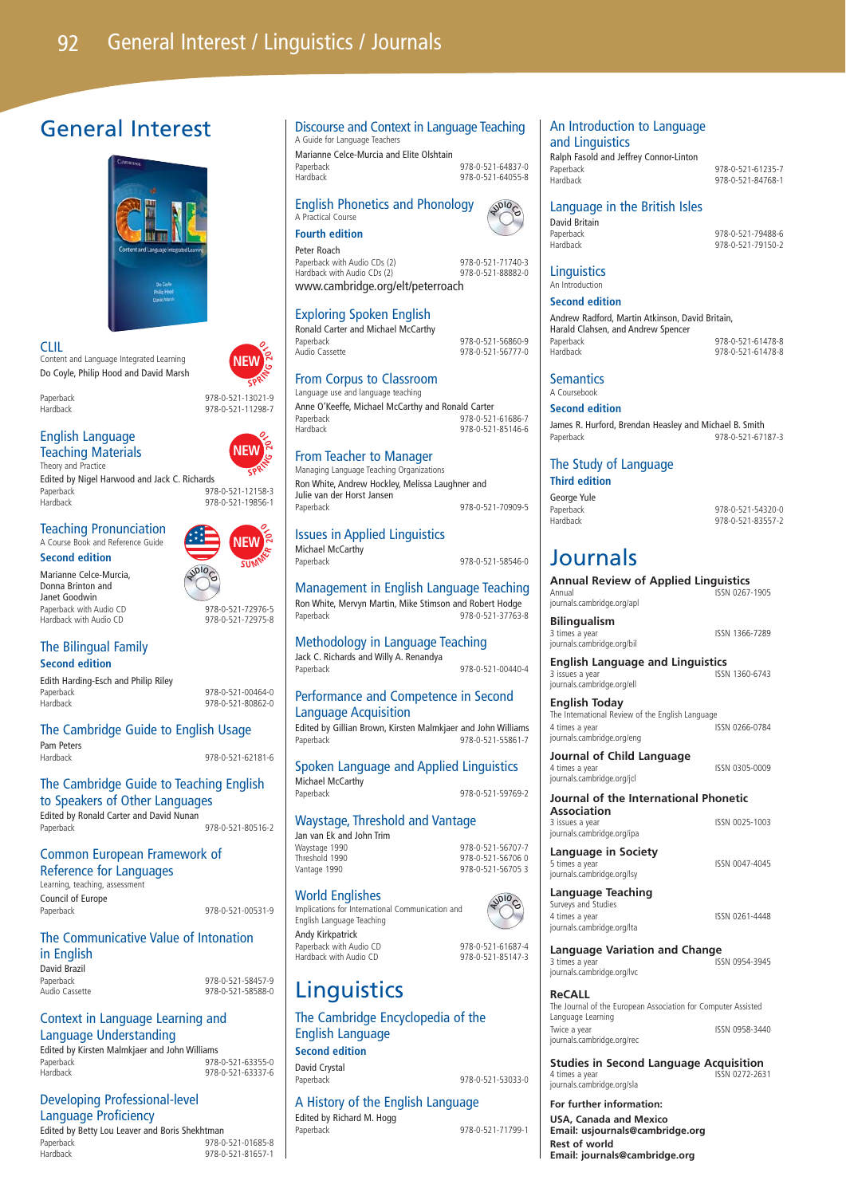# General Interest

## CLIL
Content and Language Integrated Learning
Do Coyle, Philip Hood and David Marsh

NEW SPRING 2010

Paperback 978-0-521-13021-9
Hardback 978-0-521-11298-7

## English Language Teaching Materials
Theory and Practice
Edited by Nigel Harwood and Jack C. Richards

NEW SPRING 2010

Paperback 978-0-521-12158-3
Hardback 978-0-521-19856-1

## Teaching Pronunciation
A Course Book and Reference Guide
**Second edition**

NEW SUMMER 2010

AUDIO CD

Marianne Celce-Murcia, Donna Brinton and Janet Goodwin
Paperback with Audio CD 978-0-521-72976-5
Hardback with Audio CD 978-0-521-72975-8

## The Bilingual Family
**Second edition**

Edith Harding-Esch and Philip Riley
Paperback 978-0-521-00464-0
Hardback 978-0-521-80862-0

## The Cambridge Guide to English Usage
Pam Peters
Hardback 978-0-521-62181-6

## The Cambridge Guide to Teaching English to Speakers of Other Languages
Edited by Ronald Carter and David Nunan
Paperback 978-0-521-80516-2

## Common European Framework of Reference for Languages
Learning, teaching, assessment
Council of Europe
Paperback 978-0-521-00531-9

## The Communicative Value of Intonation in English
David Brazil
Paperback 978-0-521-58457-9
Audio Cassette 978-0-521-58588-0

## Context in Language Learning and Language Understanding
Edited by Kirsten Malmkjaer and John Williams
Paperback 978-0-521-63355-0
Hardback 978-0-521-63337-6

## Developing Professional-level Language Proficiency
Edited by Betty Lou Leaver and Boris Shekhtman
Paperback 978-0-521-01685-8
Hardback 978-0-521-81657-1

## Discourse and Context in Language Teaching
A Guide for Language Teachers
Marianne Celce-Murcia and Elite Olshtain
Paperback 978-0-521-64837-0
Hardback 978-0-521-64055-8

## English Phonetics and Phonology
A Practical Course

AUDIO CD

**Fourth edition**

Peter Roach
Paperback with Audio CDs (2) 978-0-521-71740-3
Hardback with Audio CDs (2) 978-0-521-88882-0
www.cambridge.org/elt/peterroach

## Exploring Spoken English
Ronald Carter and Michael McCarthy
Paperback 978-0-521-56860-9
Audio Cassette 978-0-521-56777-0

## From Corpus to Classroom
Language use and language teaching
Anne O'Keeffe, Michael McCarthy and Ronald Carter
Paperback 978-0-521-61686-7
Hardback 978-0-521-85146-6

## From Teacher to Manager
Managing Language Teaching Organizations
Ron White, Andrew Hockley, Melissa Laughner and Julie van der Horst Jansen
Paperback 978-0-521-70909-5

## Issues in Applied Linguistics
Michael McCarthy
Paperback 978-0-521-58546-0

## Management in English Language Teaching
Ron White, Mervyn Martin, Mike Stimson and Robert Hodge
Paperback 978-0-521-37763-8

## Methodology in Language Teaching
Jack C. Richards and Willy A. Renandya
Paperback 978-0-521-00440-4

## Performance and Competence in Second Language Acquisition
Edited by Gillian Brown, Kirsten Malmkjaer and John Williams
Paperback 978-0-521-55861-7

## Spoken Language and Applied Linguistics
Michael McCarthy
Paperback 978-0-521-59769-2

## Waystage, Threshold and Vantage
Jan van Ek and John Trim
Waystage 1990 978-0-521-56707-7
Threshold 1990 978-0-521-56706 0
Vantage 1990 978-0-521-56705 3

## World Englishes
Implications for International Communication and English Language Teaching

AUDIO CD

Andy Kirkpatrick
Paperback with Audio CD 978-0-521-61687-4
Hardback with Audio CD 978-0-521-85147-3

# Linguistics

## The Cambridge Encyclopedia of the English Language
**Second edition**

David Crystal
Paperback 978-0-521-53033-0

## A History of the English Language
Edited by Richard M. Hogg
Paperback 978-0-521-71799-1

## An Introduction to Language and Linguistics
Ralph Fasold and Jeffrey Connor-Linton
Paperback 978-0-521-61235-7
Hardback 978-0-521-84768-1

## Language in the British Isles
David Britain
Paperback 978-0-521-79488-6
Hardback 978-0-521-79150-2

## Linguistics
An Introduction
**Second edition**

Andrew Radford, Martin Atkinson, David Britain, Harald Clahsen, and Andrew Spencer
Paperback 978-0-521-61478-8
Hardback 978-0-521-61478-8

## Semantics
A Coursebook
**Second edition**

James R. Hurford, Brendan Heasley and Michael B. Smith
Paperback 978-0-521-67187-3

## The Study of Language
**Third edition**

George Yule
Paperback 978-0-521-54320-0
Hardback 978-0-521-83557-2

# Journals

**Annual Review of Applied Linguistics**
Annual ISSN 0267-1905
journals.cambridge.org/apl

**Bilingualism**
3 times a year ISSN 1366-7289
journals.cambridge.org/bil

**English Language and Linguistics**
3 issues a year ISSN 1360-6743
journals.cambridge.org/ell

**English Today**
The International Review of the English Language
4 times a year ISSN 0266-0784
journals.cambridge.org/eng

**Journal of Child Language**
4 times a year ISSN 0305-0009
journals.cambridge.org/jcl

**Journal of the International Phonetic Association**
3 issues a year ISSN 0025-1003
journals.cambridge.org/ipa

**Language in Society**
5 times a year ISSN 0047-4045
journals.cambridge.org/lsy

**Language Teaching**
Surveys and Studies
4 times a year ISSN 0261-4448
journals.cambridge.org/lta

**Language Variation and Change**
3 times a year ISSN 0954-3945
journals.cambridge.org/lvc

**ReCALL**
The Journal of the European Association for Computer Assisted Language Learning
Twice a year ISSN 0958-3440
journals.cambridge.org/rec

**Studies in Second Language Acquisition**
4 times a year ISSN 0272-2631
journals.cambridge.org/sla

**For further information:**

**USA, Canada and Mexico**
**Email: usjournals@cambridge.org**
**Rest of world**
**Email: journals@cambridge.org**